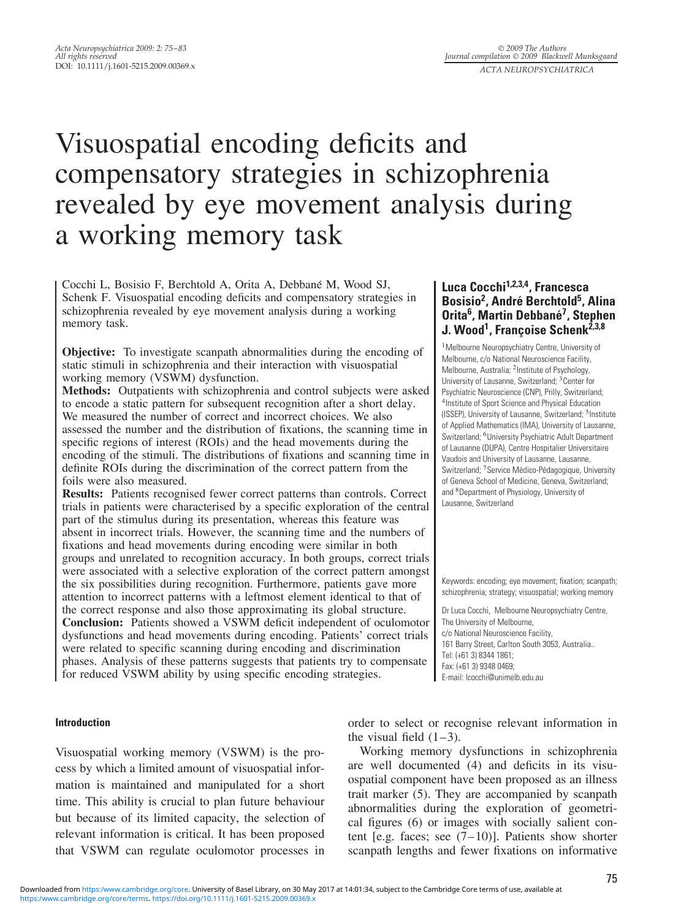# Visuospatial encoding deficits and compensatory strategies in schizophrenia revealed by eye movement analysis during a working memory task

Cocchi L, Bosisio F, Berchtold A, Orita A, Debbané M, Wood SJ, Schenk F. Visuospatial encoding deficits and compensatory strategies in schizophrenia revealed by eye movement analysis during a working memory task.

**Objective:** To investigate scanpath abnormalities during the encoding of static stimuli in schizophrenia and their interaction with visuospatial working memory (VSWM) dysfunction.

**Methods:** Outpatients with schizophrenia and control subjects were asked to encode a static pattern for subsequent recognition after a short delay. We measured the number of correct and incorrect choices. We also assessed the number and the distribution of fixations, the scanning time in specific regions of interest (ROIs) and the head movements during the encoding of the stimuli. The distributions of fixations and scanning time in definite ROIs during the discrimination of the correct pattern from the foils were also measured.

**Results:** Patients recognised fewer correct patterns than controls. Correct trials in patients were characterised by a specific exploration of the central part of the stimulus during its presentation, whereas this feature was absent in incorrect trials. However, the scanning time and the numbers of fixations and head movements during encoding were similar in both groups and unrelated to recognition accuracy. In both groups, correct trials were associated with a selective exploration of the correct pattern amongst the six possibilities during recognition. Furthermore, patients gave more attention to incorrect patterns with a leftmost element identical to that of the correct response and also those approximating its global structure.

**Conclusion:** Patients showed a VSWM deficit independent of oculomotor dysfunctions and head movements during encoding. Patients' correct trials were related to specific scanning during encoding and discrimination phases. Analysis of these patterns suggests that patients try to compensate for reduced VSWM ability by using specific encoding strategies.

**Luca Cocchi[1,2,3,4], Francesca Bosisio[2], André Berchtold[5], Alina Orita[6], Martin Debbané[7], Stephen J. Wood[1], Françoise Schenk[2,3,8]**

[1]Melbourne Neuropsychiatry Centre, University of Melbourne, c/o National Neuroscience Facility, Melbourne, Australia; [2]Institute of Psychology, University of Lausanne, Switzerland; [3]Center for Psychiatric Neuroscience (CNP), Prilly, Switzerland; [4]Institute of Sport Science and Physical Education (ISSEP), University of Lausanne, Switzerland; [5]Institute of Applied Mathematics (IMA), University of Lausanne, Switzerland; [6]University Psychiatric Adult Department of Lausanne (DUPA), Centre Hospitalier Universitaire Vaudois and University of Lausanne, Lausanne, Switzerland; [7]Service Médico-Pédagogique, University of Geneva School of Medicine, Geneva, Switzerland; and [8]Department of Physiology, University of Lausanne, Switzerland

Keywords: encoding; eye movement; fixation; scanpath; schizophrenia; strategy; visuospatial; working memory

Dr Luca Cocchi, Melbourne Neuropsychiatry Centre, The University of Melbourne, c/o National Neuroscience Facility, 161 Barry Street, Carlton South 3053, Australia.
Tel: (+61 3) 8344 1861;
Fax: (+61 3) 9348 0469;
E-mail: lcocchi@unimelb.edu.au

## Introduction

Visuospatial working memory (VSWM) is the process by which a limited amount of visuospatial information is maintained and manipulated for a short time. This ability is crucial to plan future behaviour but because of its limited capacity, the selection of relevant information is critical. It has been proposed that VSWM can regulate oculomotor processes in order to select or recognise relevant information in the visual field (1–3).

Working memory dysfunctions in schizophrenia are well documented (4) and deficits in its visuospatial component have been proposed as an illness trait marker (5). They are accompanied by scanpath abnormalities during the exploration of geometrical figures (6) or images with socially salient content [e.g. faces; see (7–10)]. Patients show shorter scanpath lengths and fewer fixations on informative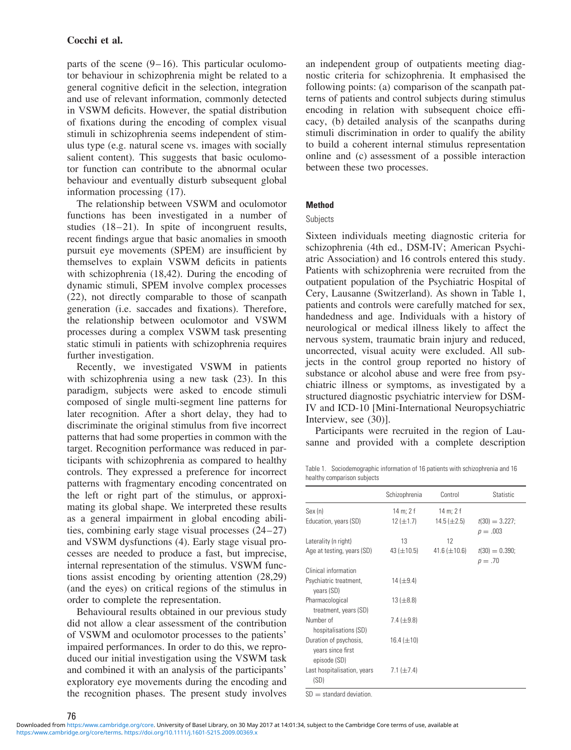parts of the scene (9–16). This particular oculomotor behaviour in schizophrenia might be related to a general cognitive deficit in the selection, integration and use of relevant information, commonly detected in VSWM deficits. However, the spatial distribution of fixations during the encoding of complex visual stimuli in schizophrenia seems independent of stimulus type (e.g. natural scene vs. images with socially salient content). This suggests that basic oculomotor function can contribute to the abnormal ocular behaviour and eventually disturb subsequent global information processing (17).

The relationship between VSWM and oculomotor functions has been investigated in a number of studies (18–21). In spite of incongruent results, recent findings argue that basic anomalies in smooth pursuit eye movements (SPEM) are insufficient by themselves to explain VSWM deficits in patients with schizophrenia (18,42). During the encoding of dynamic stimuli, SPEM involve complex processes (22), not directly comparable to those of scanpath generation (i.e. saccades and fixations). Therefore, the relationship between oculomotor and VSWM processes during a complex VSWM task presenting static stimuli in patients with schizophrenia requires further investigation.

Recently, we investigated VSWM in patients with schizophrenia using a new task (23). In this paradigm, subjects were asked to encode stimuli composed of single multi-segment line patterns for later recognition. After a short delay, they had to discriminate the original stimulus from five incorrect patterns that had some properties in common with the target. Recognition performance was reduced in participants with schizophrenia as compared to healthy controls. They expressed a preference for incorrect patterns with fragmentary encoding concentrated on the left or right part of the stimulus, or approximating its global shape. We interpreted these results as a general impairment in global encoding abilities, combining early stage visual processes (24–27) and VSWM dysfunctions (4). Early stage visual processes are needed to produce a fast, but imprecise, internal representation of the stimulus. VSWM functions assist encoding by orienting attention (28,29) (and the eyes) on critical regions of the stimulus in order to complete the representation.

Behavioural results obtained in our previous study did not allow a clear assessment of the contribution of VSWM and oculomotor processes to the patients' impaired performances. In order to do this, we reproduced our initial investigation using the VSWM task and combined it with an analysis of the participants' exploratory eye movements during the encoding and the recognition phases. The present study involves an independent group of outpatients meeting diagnostic criteria for schizophrenia. It emphasised the following points: (a) comparison of the scanpath patterns of patients and control subjects during stimulus encoding in relation with subsequent choice efficacy, (b) detailed analysis of the scanpaths during stimuli discrimination in order to qualify the ability to build a coherent internal stimulus representation online and (c) assessment of a possible interaction between these two processes.

## Method

### Subjects

Sixteen individuals meeting diagnostic criteria for schizophrenia (4th ed., DSM-IV; American Psychiatric Association) and 16 controls entered this study. Patients with schizophrenia were recruited from the outpatient population of the Psychiatric Hospital of Cery, Lausanne (Switzerland). As shown in Table 1, patients and controls were carefully matched for sex, handedness and age. Individuals with a history of neurological or medical illness likely to affect the nervous system, traumatic brain injury and reduced, uncorrected, visual acuity were excluded. All subjects in the control group reported no history of substance or alcohol abuse and were free from psychiatric illness or symptoms, as investigated by a structured diagnostic psychiatric interview for DSM-IV and ICD-10 [Mini-International Neuropsychiatric Interview, see (30)].

Participants were recruited in the region of Lausanne and provided with a complete description

Table 1. Sociodemographic information of 16 patients with schizophrenia and 16 healthy comparison subjects

| | Schizophrenia | Control | Statistic |
|---|---|---|---|
| Sex (n) | 14 m; 2 f | 14 m; 2 f | |
| Education, years (SD) | 12 (±1.7) | 14.5 (±2.5) | $t(30) = 3.227$; $p = .003$ |
| Laterality (n right) | 13 | 12 | |
| Age at testing, years (SD) | 43 (±10.5) | 41.6 (±10.6) | $t(30) = 0.390$; $p = .70$ |
| Clinical information | | | |
| Psychiatric treatment, years (SD) | 14 (±9.4) | | |
| Pharmacological treatment, years (SD) | 13 (±8.8) | | |
| Number of hospitalisations (SD) | 7.4 (±9.8) | | |
| Duration of psychosis, years since first episode (SD) | 16.4 (±10) | | |
| Last hospitalisation, years (SD) | 7.1 (±7.4) | | |

SD = standard deviation.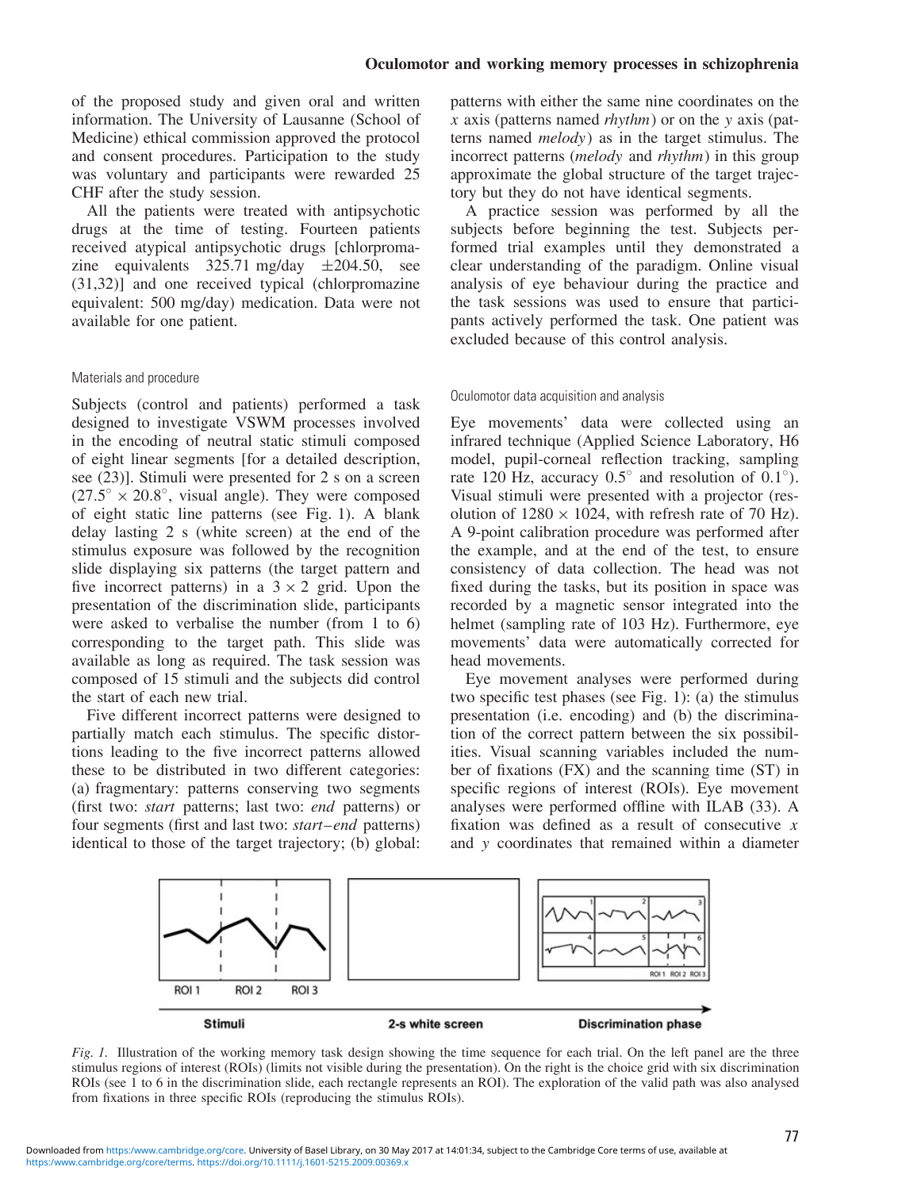of the proposed study and given oral and written information. The University of Lausanne (School of Medicine) ethical commission approved the protocol and consent procedures. Participation to the study was voluntary and participants were rewarded 25 CHF after the study session.

All the patients were treated with antipsychotic drugs at the time of testing. Fourteen patients received atypical antipsychotic drugs [chlorpromazine equivalents 325.71 mg/day ±204.50, see (31,32)] and one received typical (chlorpromazine equivalent: 500 mg/day) medication. Data were not available for one patient.

### Materials and procedure

Subjects (control and patients) performed a task designed to investigate VSWM processes involved in the encoding of neutral static stimuli composed of eight linear segments [for a detailed description, see (23)]. Stimuli were presented for 2 s on a screen ($27.5^\circ \times 20.8^\circ$, visual angle). They were composed of eight static line patterns (see Fig. 1). A blank delay lasting 2 s (white screen) at the end of the stimulus exposure was followed by the recognition slide displaying six patterns (the target pattern and five incorrect patterns) in a $3 \times 2$ grid. Upon the presentation of the discrimination slide, participants were asked to verbalise the number (from 1 to 6) corresponding to the target path. This slide was available as long as required. The task session was composed of 15 stimuli and the subjects did control the start of each new trial.

Five different incorrect patterns were designed to partially match each stimulus. The specific distortions leading to the five incorrect patterns allowed these to be distributed in two different categories: (a) fragmentary: patterns conserving two segments (first two: *start* patterns; last two: *end* patterns) or four segments (first and last two: *start–end* patterns) identical to those of the target trajectory; (b) global: patterns with either the same nine coordinates on the $x$ axis (patterns named *rhythm*) or on the $y$ axis (patterns named *melody*) as in the target stimulus. The incorrect patterns (*melody* and *rhythm*) in this group approximate the global structure of the target trajectory but they do not have identical segments.

A practice session was performed by all the subjects before beginning the test. Subjects performed trial examples until they demonstrated a clear understanding of the paradigm. Online visual analysis of eye behaviour during the practice and the task sessions was used to ensure that participants actively performed the task. One patient was excluded because of this control analysis.

### Oculomotor data acquisition and analysis

Eye movements' data were collected using an infrared technique (Applied Science Laboratory, H6 model, pupil-corneal reflection tracking, sampling rate 120 Hz, accuracy $0.5^\circ$ and resolution of $0.1^\circ$). Visual stimuli were presented with a projector (resolution of $1280 \times 1024$, with refresh rate of 70 Hz). A 9-point calibration procedure was performed after the example, and at the end of the test, to ensure consistency of data collection. The head was not fixed during the tasks, but its position in space was recorded by a magnetic sensor integrated into the helmet (sampling rate of 103 Hz). Furthermore, eye movements' data were automatically corrected for head movements.

Eye movement analyses were performed during two specific test phases (see Fig. 1): (a) the stimulus presentation (i.e. encoding) and (b) the discrimination of the correct pattern between the six possibilities. Visual scanning variables included the number of fixations (FX) and the scanning time (ST) in specific regions of interest (ROIs). Eye movement analyses were performed offline with ILAB (33). A fixation was defined as a result of consecutive $x$ and $y$ coordinates that remained within a diameter

*Fig. 1.* Illustration of the working memory task design showing the time sequence for each trial. On the left panel are the three stimulus regions of interest (ROIs) (limits not visible during the presentation). On the right is the choice grid with six discrimination ROIs (see 1 to 6 in the discrimination slide, each rectangle represents an ROI). The exploration of the valid path was also analysed from fixations in three specific ROIs (reproducing the stimulus ROIs).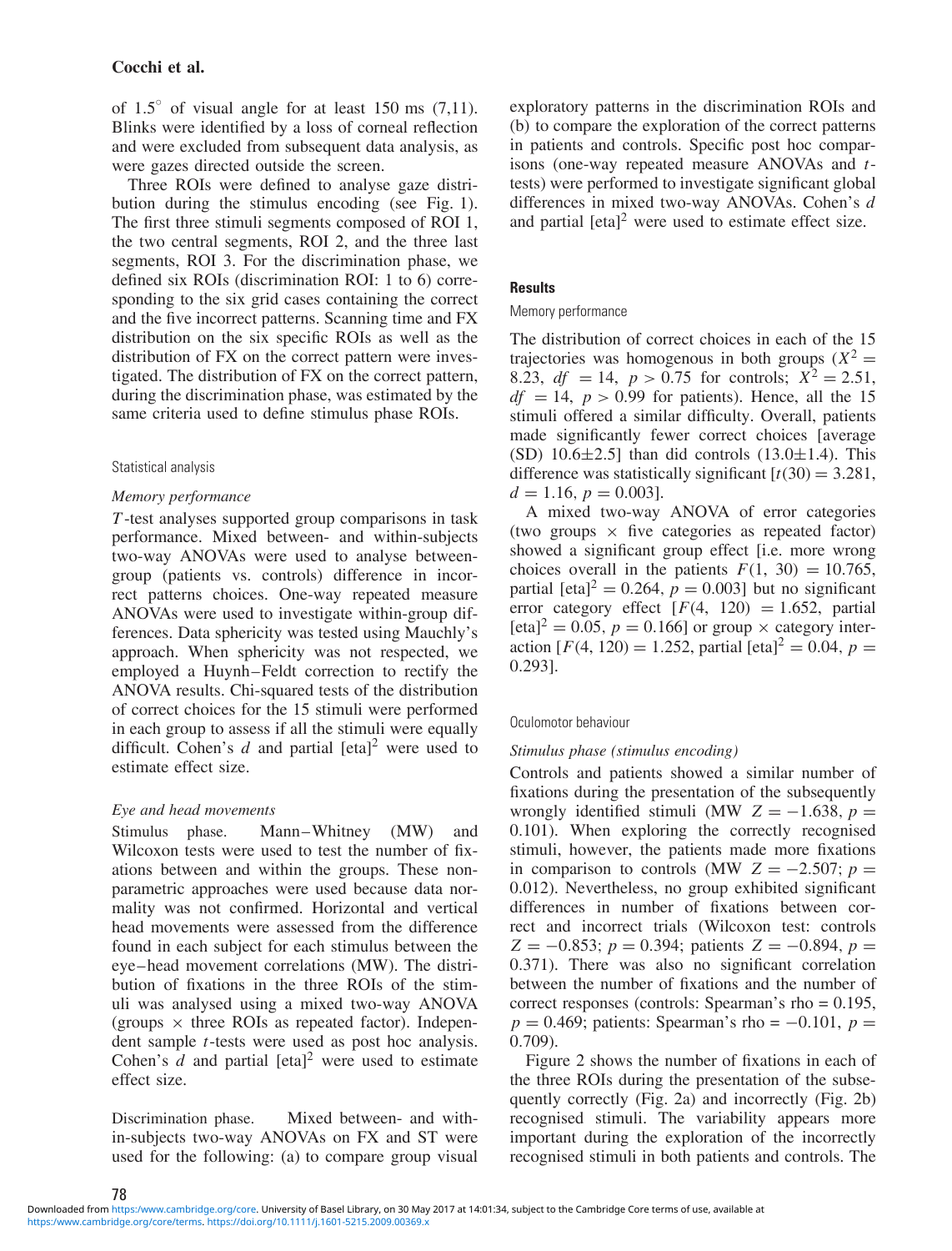of $1.5^{\circ}$ of visual angle for at least 150 ms (7,11). Blinks were identified by a loss of corneal reflection and were excluded from subsequent data analysis, as were gazes directed outside the screen.

Three ROIs were defined to analyse gaze distribution during the stimulus encoding (see Fig. 1). The first three stimuli segments composed of ROI 1, the two central segments, ROI 2, and the three last segments, ROI 3. For the discrimination phase, we defined six ROIs (discrimination ROI: 1 to 6) corresponding to the six grid cases containing the correct and the five incorrect patterns. Scanning time and FX distribution on the six specific ROIs as well as the distribution of FX on the correct pattern were investigated. The distribution of FX on the correct pattern, during the discrimination phase, was estimated by the same criteria used to define stimulus phase ROIs.

### Statistical analysis

#### *Memory performance*

*T*-test analyses supported group comparisons in task performance. Mixed between- and within-subjects two-way ANOVAs were used to analyse between-group (patients vs. controls) difference in incorrect patterns choices. One-way repeated measure ANOVAs were used to investigate within-group differences. Data sphericity was tested using Mauchly's approach. When sphericity was not respected, we employed a Huynh–Feldt correction to rectify the ANOVA results. Chi-squared tests of the distribution of correct choices for the 15 stimuli were performed in each group to assess if all the stimuli were equally difficult. Cohen's *d* and partial $[\text{eta}]^2$ were used to estimate effect size.

#### *Eye and head movements*

Stimulus phase. Mann–Whitney (MW) and Wilcoxon tests were used to test the number of fixations between and within the groups. These nonparametric approaches were used because data normality was not confirmed. Horizontal and vertical head movements were assessed from the difference found in each subject for each stimulus between the eye–head movement correlations (MW). The distribution of fixations in the three ROIs of the stimuli was analysed using a mixed two-way ANOVA (groups × three ROIs as repeated factor). Independent sample *t*-tests were used as post hoc analysis. Cohen's *d* and partial $[\text{eta}]^2$ were used to estimate effect size.

Discrimination phase. Mixed between- and within-subjects two-way ANOVAs on FX and ST were used for the following: (a) to compare group visual exploratory patterns in the discrimination ROIs and (b) to compare the exploration of the correct patterns in patients and controls. Specific post hoc comparisons (one-way repeated measure ANOVAs and *t*-tests) were performed to investigate significant global differences in mixed two-way ANOVAs. Cohen's *d* and partial $[\text{eta}]^2$ were used to estimate effect size.

## Results

### Memory performance

The distribution of correct choices in each of the 15 trajectories was homogenous in both groups ($X^2 = 8.23$, $df = 14$, $p > 0.75$ for controls; $X^2 = 2.51$, $df = 14$, $p > 0.99$ for patients). Hence, all the 15 stimuli offered a similar difficulty. Overall, patients made significantly fewer correct choices [average (SD) $10.6 \pm 2.5$] than did controls ($13.0 \pm 1.4$). This difference was statistically significant [$t(30) = 3.281$, $d = 1.16$, $p = 0.003$].

A mixed two-way ANOVA of error categories (two groups × five categories as repeated factor) showed a significant group effect [i.e. more wrong choices overall in the patients $F(1, 30) = 10.765$, partial $[\text{eta}]^2 = 0.264$, $p = 0.003$] but no significant error category effect [$F(4, 120) = 1.652$, partial $[\text{eta}]^2 = 0.05$, $p = 0.166$] or group × category interaction [$F(4, 120) = 1.252$, partial $[\text{eta}]^2 = 0.04$, $p = 0.293$].

### Oculomotor behaviour

#### *Stimulus phase (stimulus encoding)*

Controls and patients showed a similar number of fixations during the presentation of the subsequently wrongly identified stimuli (MW $Z = -1.638$, $p = 0.101$). When exploring the correctly recognised stimuli, however, the patients made more fixations in comparison to controls (MW $Z = -2.507$; $p = 0.012$). Nevertheless, no group exhibited significant differences in number of fixations between correct and incorrect trials (Wilcoxon test: controls $Z = -0.853$; $p = 0.394$; patients $Z = -0.894$, $p = 0.371$). There was also no significant correlation between the number of fixations and the number of correct responses (controls: Spearman's rho = 0.195, $p = 0.469$; patients: Spearman's rho = −0.101, $p = 0.709$).

Figure 2 shows the number of fixations in each of the three ROIs during the presentation of the subsequently correctly (Fig. 2a) and incorrectly (Fig. 2b) recognised stimuli. The variability appears more important during the exploration of the incorrectly recognised stimuli in both patients and controls. The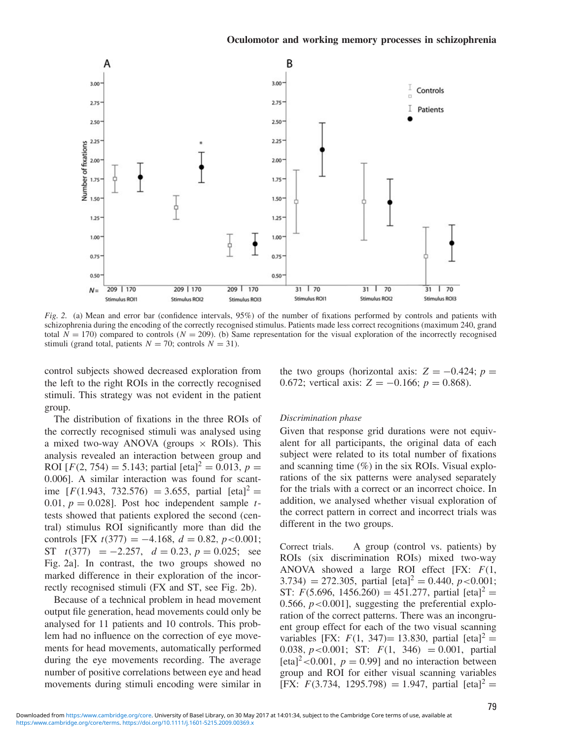*Fig. 2.* (a) Mean and error bar (confidence intervals, 95%) of the number of fixations performed by controls and patients with schizophrenia during the encoding of the correctly recognised stimulus. Patients made less correct recognitions (maximum 240, grand total $N = 170$) compared to controls ($N = 209$). (b) Same representation for the visual exploration of the incorrectly recognised stimuli (grand total, patients $N = 70$; controls $N = 31$).

control subjects showed decreased exploration from the left to the right ROIs in the correctly recognised stimuli. This strategy was not evident in the patient group.

The distribution of fixations in the three ROIs of the correctly recognised stimuli was analysed using a mixed two-way ANOVA (groups × ROIs). This analysis revealed an interaction between group and ROI [$F(2, 754) = 5.143$; partial $[\text{eta}]^2 = 0.013$, $p = 0.006$]. A similar interaction was found for scanttime [$F(1.943, 732.576) = 3.655$, partial $[\text{eta}]^2 = 0.01$, $p = 0.028$]. Post hoc independent sample $t$-tests showed that patients explored the second (central) stimulus ROI significantly more than did the controls [FX $t(377) = -4.168$, $d = 0.82$, $p<0.001$; ST $t(377) = -2.257$, $d = 0.23$, $p = 0.025$; see Fig. 2a]. In contrast, the two groups showed no marked difference in their exploration of the incorrectly recognised stimuli (FX and ST, see Fig. 2b).

Because of a technical problem in head movement output file generation, head movements could only be analysed for 11 patients and 10 controls. This problem had no influence on the correction of eye movements for head movements, automatically performed during the eye movements recording. The average number of positive correlations between eye and head movements during stimuli encoding were similar in the two groups (horizontal axis: $Z = -0.424$; $p = 0.672$; vertical axis: $Z = -0.166$; $p = 0.868$).

*Discrimination phase*

Given that response grid durations were not equivalent for all participants, the original data of each subject were related to its total number of fixations and scanning time (%) in the six ROIs. Visual explorations of the six patterns were analysed separately for the trials with a correct or an incorrect choice. In addition, we analysed whether visual exploration of the correct pattern in correct and incorrect trials was different in the two groups.

Correct trials. A group (control vs. patients) by ROIs (six discrimination ROIs) mixed two-way ANOVA showed a large ROI effect [FX: $F(1, 3.734) = 272.305$, partial $[\text{eta}]^2 = 0.440$, $p<0.001$; ST: $F(5.696, 1456.260) = 451.277$, partial $[\text{eta}]^2 = 0.566$, $p<0.001$], suggesting the preferential exploration of the correct patterns. There was an incongruent group effect for each of the two visual scanning variables [FX: $F(1, 347)= 13.830$, partial $[\text{eta}]^2 = 0.038$, $p<0.001$; ST: $F(1, 346) = 0.001$, partial $[\text{eta}]^2<0.001$, $p = 0.99$] and no interaction between group and ROI for either visual scanning variables [FX: $F(3.734, 1295.798) = 1.947$, partial $[\text{eta}]^2 =$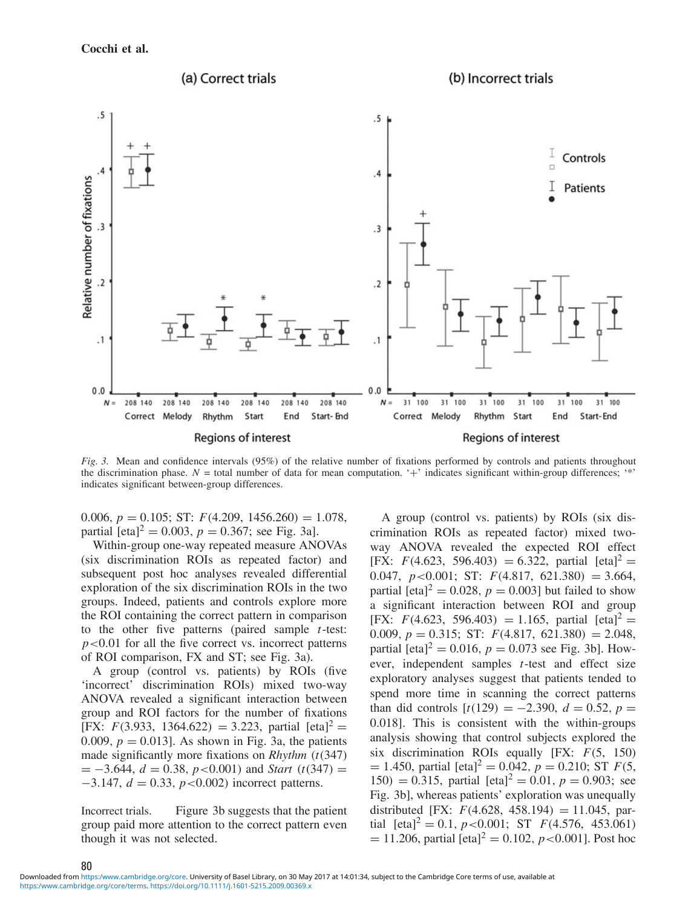Fig. 3. Mean and confidence intervals (95%) of the relative number of fixations performed by controls and patients throughout the discrimination phase. N = total number of data for mean computation. '+' indicates significant within-group differences; '*' indicates significant between-group differences.

0.006, $p = 0.105$; ST: $F(4.209, 1456.260) = 1.078$, partial $[\text{eta}]^2 = 0.003$, $p = 0.367$; see Fig. 3a].

Within-group one-way repeated measure ANOVAs (six discrimination ROIs as repeated factor) and subsequent post hoc analyses revealed differential exploration of the six discrimination ROIs in the two groups. Indeed, patients and controls explore more the ROI containing the correct pattern in comparison to the other five patterns (paired sample $t$-test: $p<0.01$ for all the five correct vs. incorrect patterns of ROI comparison, FX and ST; see Fig. 3a).

A group (control vs. patients) by ROIs (five 'incorrect' discrimination ROIs) mixed two-way ANOVA revealed a significant interaction between group and ROI factors for the number of fixations [FX: $F(3.933, 1364.622) = 3.223$, partial $[\text{eta}]^2 = 0.009$, $p = 0.013$]. As shown in Fig. 3a, the patients made significantly more fixations on *Rhythm* ($t(347) = -3.644$, $d = 0.38$, $p<0.001$) and *Start* ($t(347) = -3.147$, $d = 0.33$, $p<0.002$) incorrect patterns.

Incorrect trials. Figure 3b suggests that the patient group paid more attention to the correct pattern even though it was not selected.

A group (control vs. patients) by ROIs (six discrimination ROIs as repeated factor) mixed two-way ANOVA revealed the expected ROI effect [FX: $F(4.623, 596.403) = 6.322$, partial $[\text{eta}]^2 = 0.047$, $p<0.001$; ST: $F(4.817, 621.380) = 3.664$, partial $[\text{eta}]^2 = 0.028$, $p = 0.003$] but failed to show a significant interaction between ROI and group [FX: $F(4.623, 596.403) = 1.165$, partial $[\text{eta}]^2 = 0.009$, $p = 0.315$; ST: $F(4.817, 621.380) = 2.048$, partial $[\text{eta}]^2 = 0.016$, $p = 0.073$ see Fig. 3b]. However, independent samples $t$-test and effect size exploratory analyses suggest that patients tended to spend more time in scanning the correct patterns than did controls [$t(129) = -2.390$, $d = 0.52$, $p = 0.018$]. This is consistent with the within-groups analysis showing that control subjects explored the six discrimination ROIs equally [FX: $F(5, 150) = 1.450$, partial $[\text{eta}]^2 = 0.042$, $p = 0.210$; ST $F(5, 150) = 0.315$, partial $[\text{eta}]^2 = 0.01$, $p = 0.903$; see Fig. 3b], whereas patients' exploration was unequally distributed [FX: $F(4.628, 458.194) = 11.045$, partial $[\text{eta}]^2 = 0.1$, $p<0.001$; ST $F(4.576, 453.061) = 11.206$, partial $[\text{eta}]^2 = 0.102$, $p<0.001$]. Post hoc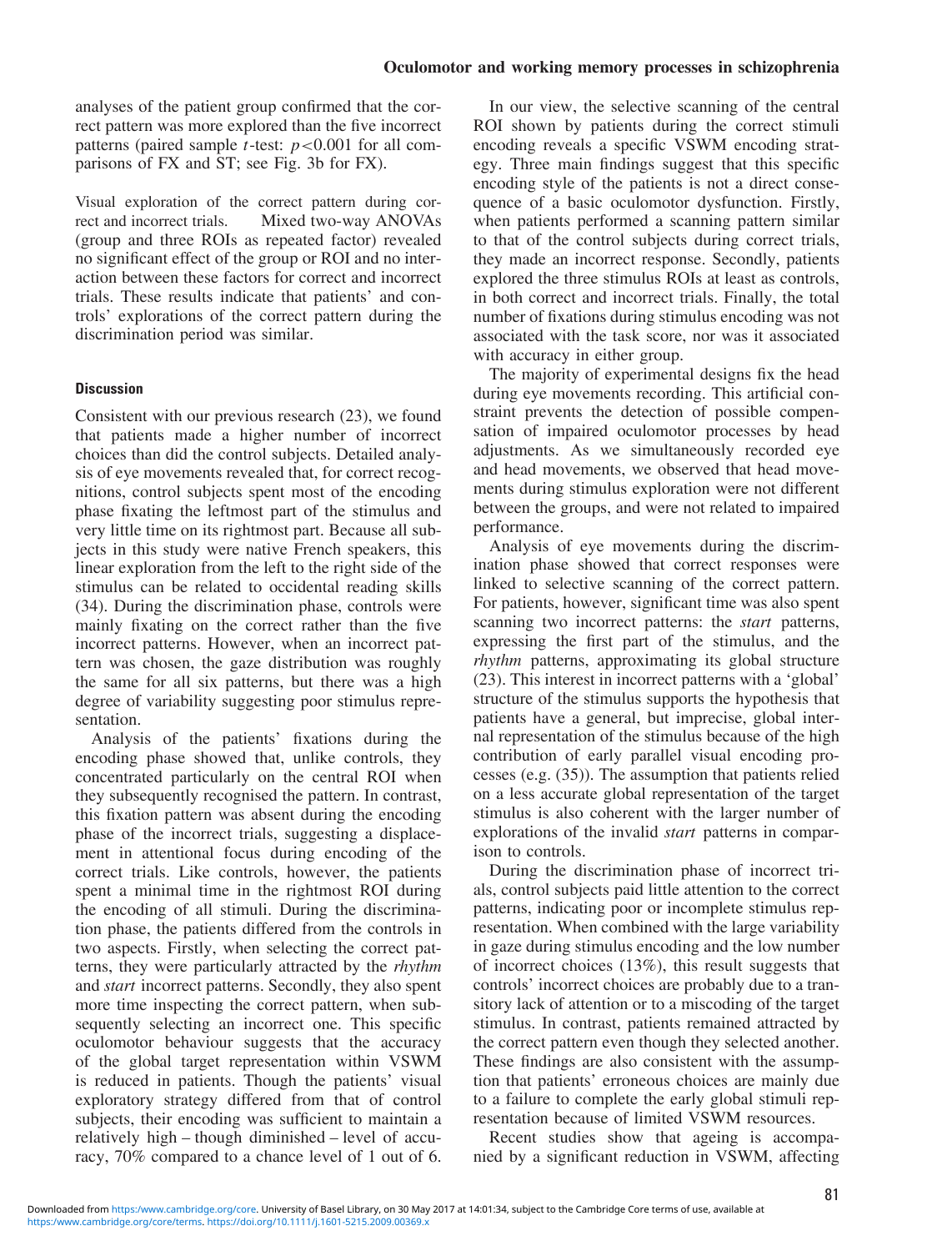analyses of the patient group confirmed that the correct pattern was more explored than the five incorrect patterns (paired sample $t$-test: $p<0.001$ for all comparisons of FX and ST; see Fig. 3b for FX).

Visual exploration of the correct pattern during correct and incorrect trials. Mixed two-way ANOVAs (group and three ROIs as repeated factor) revealed no significant effect of the group or ROI and no interaction between these factors for correct and incorrect trials. These results indicate that patients' and controls' explorations of the correct pattern during the discrimination period was similar.

## Discussion

Consistent with our previous research (23), we found that patients made a higher number of incorrect choices than did the control subjects. Detailed analysis of eye movements revealed that, for correct recognitions, control subjects spent most of the encoding phase fixating the leftmost part of the stimulus and very little time on its rightmost part. Because all subjects in this study were native French speakers, this linear exploration from the left to the right side of the stimulus can be related to occidental reading skills (34). During the discrimination phase, controls were mainly fixating on the correct rather than the five incorrect patterns. However, when an incorrect pattern was chosen, the gaze distribution was roughly the same for all six patterns, but there was a high degree of variability suggesting poor stimulus representation.

Analysis of the patients' fixations during the encoding phase showed that, unlike controls, they concentrated particularly on the central ROI when they subsequently recognised the pattern. In contrast, this fixation pattern was absent during the encoding phase of the incorrect trials, suggesting a displacement in attentional focus during encoding of the correct trials. Like controls, however, the patients spent a minimal time in the rightmost ROI during the encoding of all stimuli. During the discrimination phase, the patients differed from the controls in two aspects. Firstly, when selecting the correct patterns, they were particularly attracted by the *rhythm* and *start* incorrect patterns. Secondly, they also spent more time inspecting the correct pattern, when subsequently selecting an incorrect one. This specific oculomotor behaviour suggests that the accuracy of the global target representation within VSWM is reduced in patients. Though the patients' visual exploratory strategy differed from that of control subjects, their encoding was sufficient to maintain a relatively high – though diminished – level of accuracy, 70% compared to a chance level of 1 out of 6.

In our view, the selective scanning of the central ROI shown by patients during the correct stimuli encoding reveals a specific VSWM encoding strategy. Three main findings suggest that this specific encoding style of the patients is not a direct consequence of a basic oculomotor dysfunction. Firstly, when patients performed a scanning pattern similar to that of the control subjects during correct trials, they made an incorrect response. Secondly, patients explored the three stimulus ROIs at least as controls, in both correct and incorrect trials. Finally, the total number of fixations during stimulus encoding was not associated with the task score, nor was it associated with accuracy in either group.

The majority of experimental designs fix the head during eye movements recording. This artificial constraint prevents the detection of possible compensation of impaired oculomotor processes by head adjustments. As we simultaneously recorded eye and head movements, we observed that head movements during stimulus exploration were not different between the groups, and were not related to impaired performance.

Analysis of eye movements during the discrimination phase showed that correct responses were linked to selective scanning of the correct pattern. For patients, however, significant time was also spent scanning two incorrect patterns: the *start* patterns, expressing the first part of the stimulus, and the *rhythm* patterns, approximating its global structure (23). This interest in incorrect patterns with a 'global' structure of the stimulus supports the hypothesis that patients have a general, but imprecise, global internal representation of the stimulus because of the high contribution of early parallel visual encoding processes (e.g. (35)). The assumption that patients relied on a less accurate global representation of the target stimulus is also coherent with the larger number of explorations of the invalid *start* patterns in comparison to controls.

During the discrimination phase of incorrect trials, control subjects paid little attention to the correct patterns, indicating poor or incomplete stimulus representation. When combined with the large variability in gaze during stimulus encoding and the low number of incorrect choices (13%), this result suggests that controls' incorrect choices are probably due to a transitory lack of attention or to a miscoding of the target stimulus. In contrast, patients remained attracted by the correct pattern even though they selected another. These findings are also consistent with the assumption that patients' erroneous choices are mainly due to a failure to complete the early global stimuli representation because of limited VSWM resources.

Recent studies show that ageing is accompanied by a significant reduction in VSWM, affecting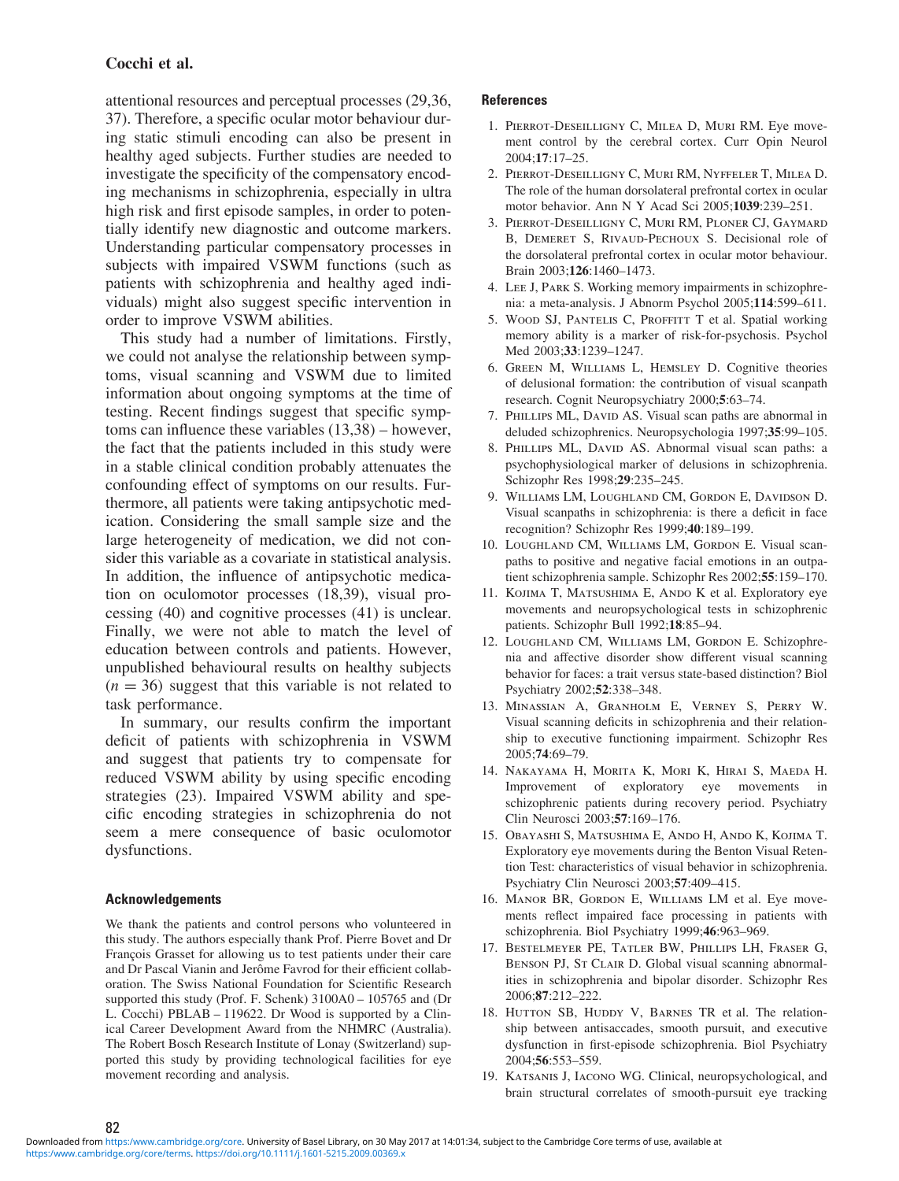attentional resources and perceptual processes (29,36, 37). Therefore, a specific ocular motor behaviour during static stimuli encoding can also be present in healthy aged subjects. Further studies are needed to investigate the specificity of the compensatory encoding mechanisms in schizophrenia, especially in ultra high risk and first episode samples, in order to potentially identify new diagnostic and outcome markers. Understanding particular compensatory processes in subjects with impaired VSWM functions (such as patients with schizophrenia and healthy aged individuals) might also suggest specific intervention in order to improve VSWM abilities.

This study had a number of limitations. Firstly, we could not analyse the relationship between symptoms, visual scanning and VSWM due to limited information about ongoing symptoms at the time of testing. Recent findings suggest that specific symptoms can influence these variables (13,38) – however, the fact that the patients included in this study were in a stable clinical condition probably attenuates the confounding effect of symptoms on our results. Furthermore, all patients were taking antipsychotic medication. Considering the small sample size and the large heterogeneity of medication, we did not consider this variable as a covariate in statistical analysis. In addition, the influence of antipsychotic medication on oculomotor processes (18,39), visual processing (40) and cognitive processes (41) is unclear. Finally, we were not able to match the level of education between controls and patients. However, unpublished behavioural results on healthy subjects ($n = 36$) suggest that this variable is not related to task performance.

In summary, our results confirm the important deficit of patients with schizophrenia in VSWM and suggest that patients try to compensate for reduced VSWM ability by using specific encoding strategies (23). Impaired VSWM ability and specific encoding strategies in schizophrenia do not seem a mere consequence of basic oculomotor dysfunctions.

## Acknowledgements

We thank the patients and control persons who volunteered in this study. The authors especially thank Prof. Pierre Bovet and Dr François Grasset for allowing us to test patients under their care and Dr Pascal Vianin and Jerôme Favrod for their efficient collaboration. The Swiss National Foundation for Scientific Research supported this study (Prof. F. Schenk) 3100A0 – 105765 and (Dr L. Cocchi) PBLAB – 119622. Dr Wood is supported by a Clinical Career Development Award from the NHMRC (Australia). The Robert Bosch Research Institute of Lonay (Switzerland) supported this study by providing technological facilities for eye movement recording and analysis.

## References

1. Pierrot-Deseilligny C, Milea D, Muri RM. Eye movement control by the cerebral cortex. Curr Opin Neurol 2004;**17**:17–25.
2. Pierrot-Deseilligny C, Muri RM, Nyffeler T, Milea D. The role of the human dorsolateral prefrontal cortex in ocular motor behavior. Ann N Y Acad Sci 2005;**1039**:239–251.
3. Pierrot-Deseilligny C, Muri RM, Ploner CJ, Gaymard B, Demeret S, Rivaud-Pechoux S. Decisional role of the dorsolateral prefrontal cortex in ocular motor behaviour. Brain 2003;**126**:1460–1473.
4. Lee J, Park S. Working memory impairments in schizophrenia: a meta-analysis. J Abnorm Psychol 2005;**114**:599–611.
5. Wood SJ, Pantelis C, Proffitt T et al. Spatial working memory ability is a marker of risk-for-psychosis. Psychol Med 2003;**33**:1239–1247.
6. Green M, Williams L, Hemsley D. Cognitive theories of delusional formation: the contribution of visual scanpath research. Cognit Neuropsychiatry 2000;**5**:63–74.
7. Phillips ML, David AS. Visual scan paths are abnormal in deluded schizophrenics. Neuropsychologia 1997;**35**:99–105.
8. Phillips ML, David AS. Abnormal visual scan paths: a psychophysiological marker of delusions in schizophrenia. Schizophr Res 1998;**29**:235–245.
9. Williams LM, Loughland CM, Gordon E, Davidson D. Visual scanpaths in schizophrenia: is there a deficit in face recognition? Schizophr Res 1999;**40**:189–199.
10. Loughland CM, Williams LM, Gordon E. Visual scanpaths to positive and negative facial emotions in an outpatient schizophrenia sample. Schizophr Res 2002;**55**:159–170.
11. Kojima T, Matsushima E, Ando K et al. Exploratory eye movements and neuropsychological tests in schizophrenic patients. Schizophr Bull 1992;**18**:85–94.
12. Loughland CM, Williams LM, Gordon E. Schizophrenia and affective disorder show different visual scanning behavior for faces: a trait versus state-based distinction? Biol Psychiatry 2002;**52**:338–348.
13. Minassian A, Granholm E, Verney S, Perry W. Visual scanning deficits in schizophrenia and their relationship to executive functioning impairment. Schizophr Res 2005;**74**:69–79.
14. Nakayama H, Morita K, Mori K, Hirai S, Maeda H. Improvement of exploratory eye movements in schizophrenic patients during recovery period. Psychiatry Clin Neurosci 2003;**57**:169–176.
15. Obayashi S, Matsushima E, Ando H, Ando K, Kojima T. Exploratory eye movements during the Benton Visual Retention Test: characteristics of visual behavior in schizophrenia. Psychiatry Clin Neurosci 2003;**57**:409–415.
16. Manor BR, Gordon E, Williams LM et al. Eye movements reflect impaired face processing in patients with schizophrenia. Biol Psychiatry 1999;**46**:963–969.
17. Bestelmeyer PE, Tatler BW, Phillips LH, Fraser G, Benson PJ, St Clair D. Global visual scanning abnormalities in schizophrenia and bipolar disorder. Schizophr Res 2006;**87**:212–222.
18. Hutton SB, Huddy V, Barnes TR et al. The relationship between antisaccades, smooth pursuit, and executive dysfunction in first-episode schizophrenia. Biol Psychiatry 2004;**56**:553–559.
19. Katsanis J, Iacono WG. Clinical, neuropsychological, and brain structural correlates of smooth-pursuit eye tracking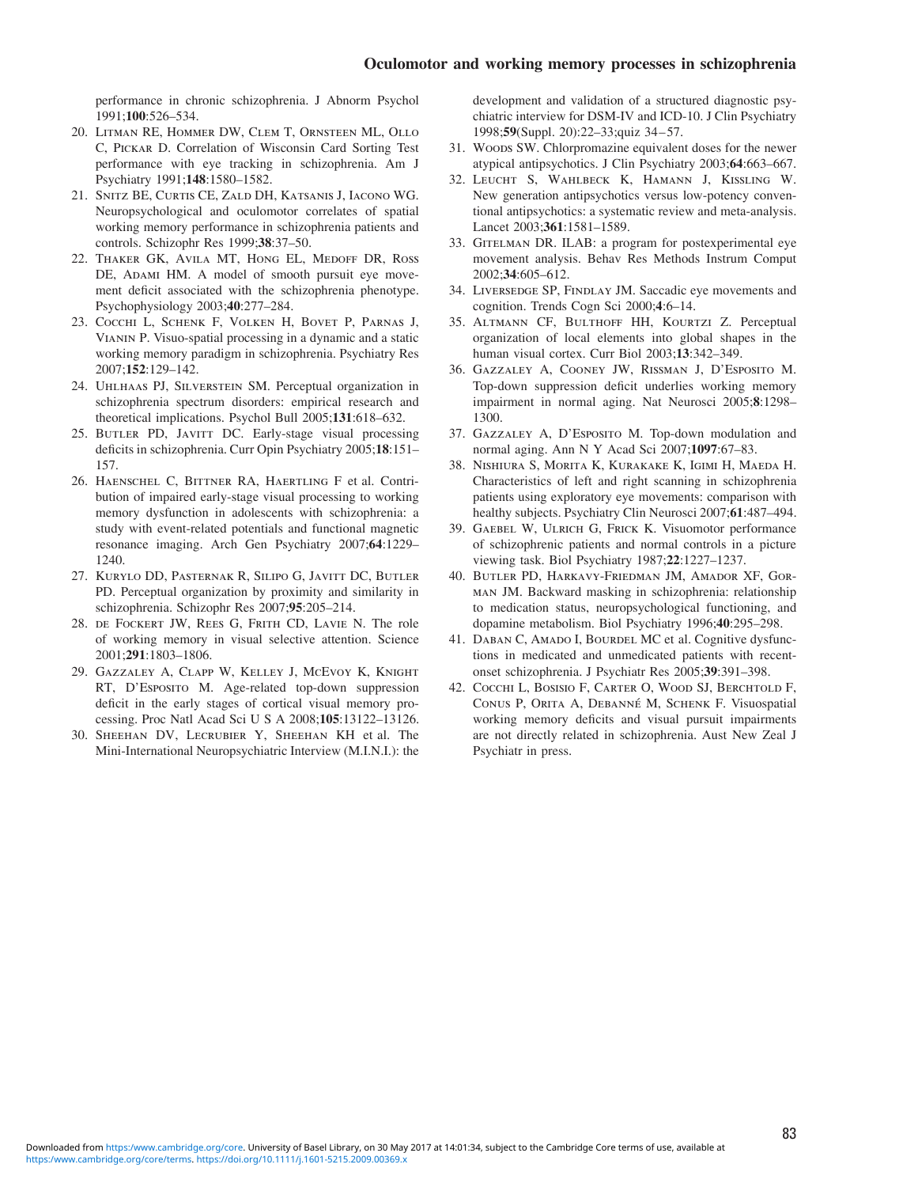performance in chronic schizophrenia. J Abnorm Psychol 1991;**100**:526–534.

20. Litman RE, Hommer DW, Clem T, Ornsteen ML, Ollo C, Pickar D. Correlation of Wisconsin Card Sorting Test performance with eye tracking in schizophrenia. Am J Psychiatry 1991;**148**:1580–1582.
21. Snitz BE, Curtis CE, Zald DH, Katsanis J, Iacono WG. Neuropsychological and oculomotor correlates of spatial working memory performance in schizophrenia patients and controls. Schizophr Res 1999;**38**:37–50.
22. Thaker GK, Avila MT, Hong EL, Medoff DR, Ross DE, Adami HM. A model of smooth pursuit eye movement deficit associated with the schizophrenia phenotype. Psychophysiology 2003;**40**:277–284.
23. Cocchi L, Schenk F, Volken H, Bovet P, Parnas J, Vianin P. Visuo-spatial processing in a dynamic and a static working memory paradigm in schizophrenia. Psychiatry Res 2007;**152**:129–142.
24. Uhlhaas PJ, Silverstein SM. Perceptual organization in schizophrenia spectrum disorders: empirical research and theoretical implications. Psychol Bull 2005;**131**:618–632.
25. Butler PD, Javitt DC. Early-stage visual processing deficits in schizophrenia. Curr Opin Psychiatry 2005;**18**:151–157.
26. Haenschel C, Bittner RA, Haertling F et al. Contribution of impaired early-stage visual processing to working memory dysfunction in adolescents with schizophrenia: a study with event-related potentials and functional magnetic resonance imaging. Arch Gen Psychiatry 2007;**64**:1229–1240.
27. Kurylo DD, Pasternak R, Silipo G, Javitt DC, Butler PD. Perceptual organization by proximity and similarity in schizophrenia. Schizophr Res 2007;**95**:205–214.
28. de Fockert JW, Rees G, Frith CD, Lavie N. The role of working memory in visual selective attention. Science 2001;**291**:1803–1806.
29. Gazzaley A, Clapp W, Kelley J, McEvoy K, Knight RT, D'Esposito M. Age-related top-down suppression deficit in the early stages of cortical visual memory processing. Proc Natl Acad Sci U S A 2008;**105**:13122–13126.
30. Sheehan DV, Lecrubier Y, Sheehan KH et al. The Mini-International Neuropsychiatric Interview (M.I.N.I.): the development and validation of a structured diagnostic psychiatric interview for DSM-IV and ICD-10. J Clin Psychiatry 1998;**59**(Suppl. 20):22–33;quiz 34–57.
31. Woods SW. Chlorpromazine equivalent doses for the newer atypical antipsychotics. J Clin Psychiatry 2003;**64**:663–667.
32. Leucht S, Wahlbeck K, Hamann J, Kissling W. New generation antipsychotics versus low-potency conventional antipsychotics: a systematic review and meta-analysis. Lancet 2003;**361**:1581–1589.
33. Gitelman DR. ILAB: a program for postexperimental eye movement analysis. Behav Res Methods Instrum Comput 2002;**34**:605–612.
34. Liversedge SP, Findlay JM. Saccadic eye movements and cognition. Trends Cogn Sci 2000;**4**:6–14.
35. Altmann CF, Bulthoff HH, Kourtzi Z. Perceptual organization of local elements into global shapes in the human visual cortex. Curr Biol 2003;**13**:342–349.
36. Gazzaley A, Cooney JW, Rissman J, D'Esposito M. Top-down suppression deficit underlies working memory impairment in normal aging. Nat Neurosci 2005;**8**:1298–1300.
37. Gazzaley A, D'Esposito M. Top-down modulation and normal aging. Ann N Y Acad Sci 2007;**1097**:67–83.
38. Nishiura S, Morita K, Kurakake K, Igimi H, Maeda H. Characteristics of left and right scanning in schizophrenia patients using exploratory eye movements: comparison with healthy subjects. Psychiatry Clin Neurosci 2007;**61**:487–494.
39. Gaebel W, Ulrich G, Frick K. Visuomotor performance of schizophrenic patients and normal controls in a picture viewing task. Biol Psychiatry 1987;**22**:1227–1237.
40. Butler PD, Harkavy-Friedman JM, Amador XF, Gorman JM. Backward masking in schizophrenia: relationship to medication status, neuropsychological functioning, and dopamine metabolism. Biol Psychiatry 1996;**40**:295–298.
41. Daban C, Amado I, Bourdel MC et al. Cognitive dysfunctions in medicated and unmedicated patients with recent-onset schizophrenia. J Psychiatr Res 2005;**39**:391–398.
42. Cocchi L, Bosisio F, Carter O, Wood SJ, Berchtold F, Conus P, Orita A, Debanné M, Schenk F. Visuospatial working memory deficits and visual pursuit impairments are not directly related in schizophrenia. Aust New Zeal J Psychiatr in press.